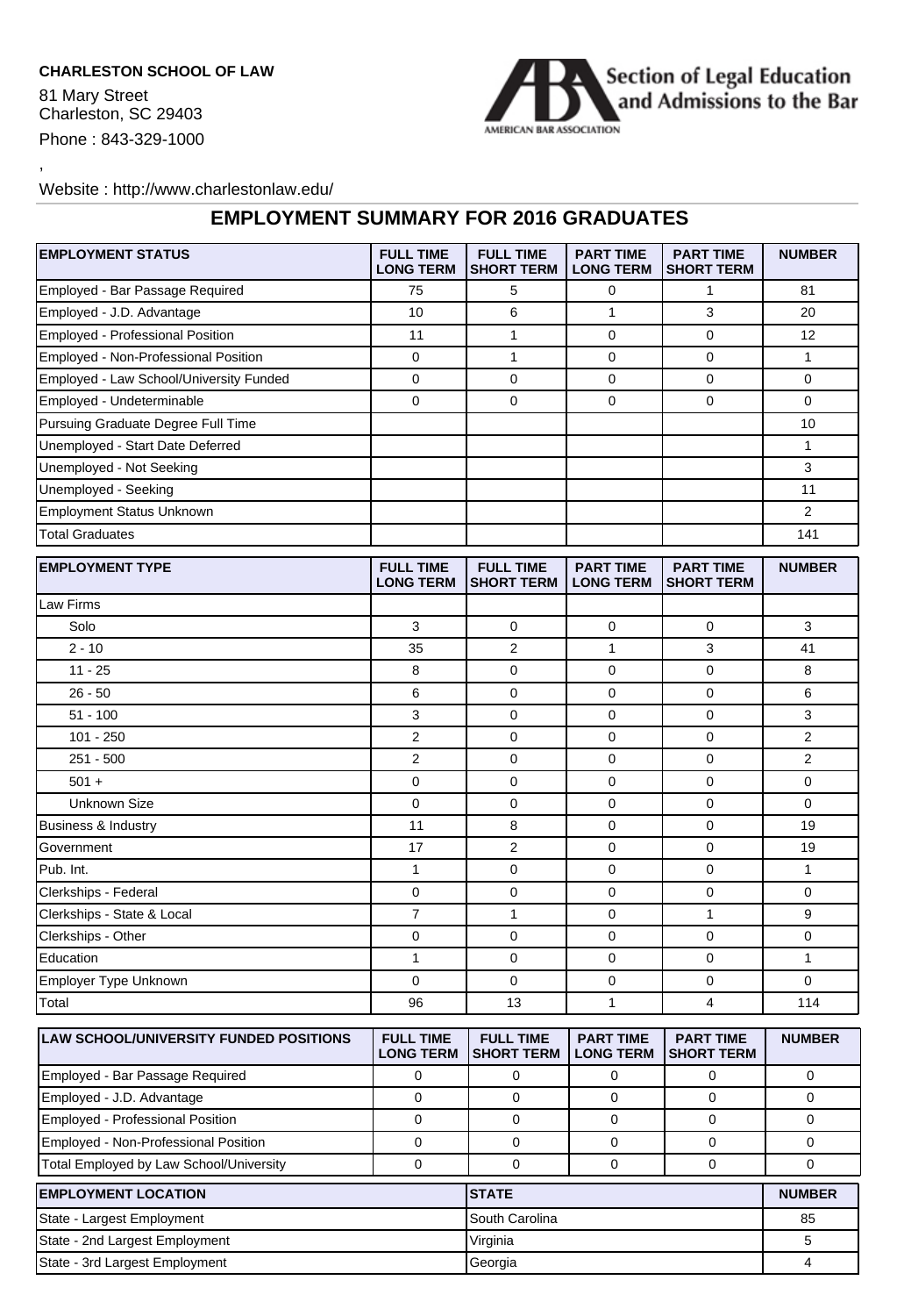**CHARLESTON SCHOOL OF LAW**

81 Mary Street
Charleston, SC 29403

Phone : 843-329-1000

,

Website : http://www.charlestonlaw.edu/

Section of Legal Education and Admissions to the Bar
AMERICAN BAR ASSOCIATION

## EMPLOYMENT SUMMARY FOR 2016 GRADUATES

| EMPLOYMENT STATUS | FULL TIME LONG TERM | FULL TIME SHORT TERM | PART TIME LONG TERM | PART TIME SHORT TERM | NUMBER |
|---|---|---|---|---|---|
| Employed - Bar Passage Required | 75 | 5 | 0 | 1 | 81 |
| Employed - J.D. Advantage | 10 | 6 | 1 | 3 | 20 |
| Employed - Professional Position | 11 | 1 | 0 | 0 | 12 |
| Employed - Non-Professional Position | 0 | 1 | 0 | 0 | 1 |
| Employed - Law School/University Funded | 0 | 0 | 0 | 0 | 0 |
| Employed - Undeterminable | 0 | 0 | 0 | 0 | 0 |
| Pursuing Graduate Degree Full Time | | | | | 10 |
| Unemployed - Start Date Deferred | | | | | 1 |
| Unemployed - Not Seeking | | | | | 3 |
| Unemployed - Seeking | | | | | 11 |
| Employment Status Unknown | | | | | 2 |
| Total Graduates | | | | | 141 |

| EMPLOYMENT TYPE | FULL TIME LONG TERM | FULL TIME SHORT TERM | PART TIME LONG TERM | PART TIME SHORT TERM | NUMBER |
|---|---|---|---|---|---|
| Law Firms | | | | | |
| Solo | 3 | 0 | 0 | 0 | 3 |
| 2 - 10 | 35 | 2 | 1 | 3 | 41 |
| 11 - 25 | 8 | 0 | 0 | 0 | 8 |
| 26 - 50 | 6 | 0 | 0 | 0 | 6 |
| 51 - 100 | 3 | 0 | 0 | 0 | 3 |
| 101 - 250 | 2 | 0 | 0 | 0 | 2 |
| 251 - 500 | 2 | 0 | 0 | 0 | 2 |
| 501 + | 0 | 0 | 0 | 0 | 0 |
| Unknown Size | 0 | 0 | 0 | 0 | 0 |
| Business & Industry | 11 | 8 | 0 | 0 | 19 |
| Government | 17 | 2 | 0 | 0 | 19 |
| Pub. Int. | 1 | 0 | 0 | 0 | 1 |
| Clerkships - Federal | 0 | 0 | 0 | 0 | 0 |
| Clerkships - State & Local | 7 | 1 | 0 | 1 | 9 |
| Clerkships - Other | 0 | 0 | 0 | 0 | 0 |
| Education | 1 | 0 | 0 | 0 | 1 |
| Employer Type Unknown | 0 | 0 | 0 | 0 | 0 |
| Total | 96 | 13 | 1 | 4 | 114 |

| LAW SCHOOL/UNIVERSITY FUNDED POSITIONS | FULL TIME LONG TERM | FULL TIME SHORT TERM | PART TIME LONG TERM | PART TIME SHORT TERM | NUMBER |
|---|---|---|---|---|---|
| Employed - Bar Passage Required | 0 | 0 | 0 | 0 | 0 |
| Employed - J.D. Advantage | 0 | 0 | 0 | 0 | 0 |
| Employed - Professional Position | 0 | 0 | 0 | 0 | 0 |
| Employed - Non-Professional Position | 0 | 0 | 0 | 0 | 0 |
| Total Employed by Law School/University | 0 | 0 | 0 | 0 | 0 |

| EMPLOYMENT LOCATION | STATE | NUMBER |
|---|---|---|
| State - Largest Employment | South Carolina | 85 |
| State - 2nd Largest Employment | Virginia | 5 |
| State - 3rd Largest Employment | Georgia | 4 |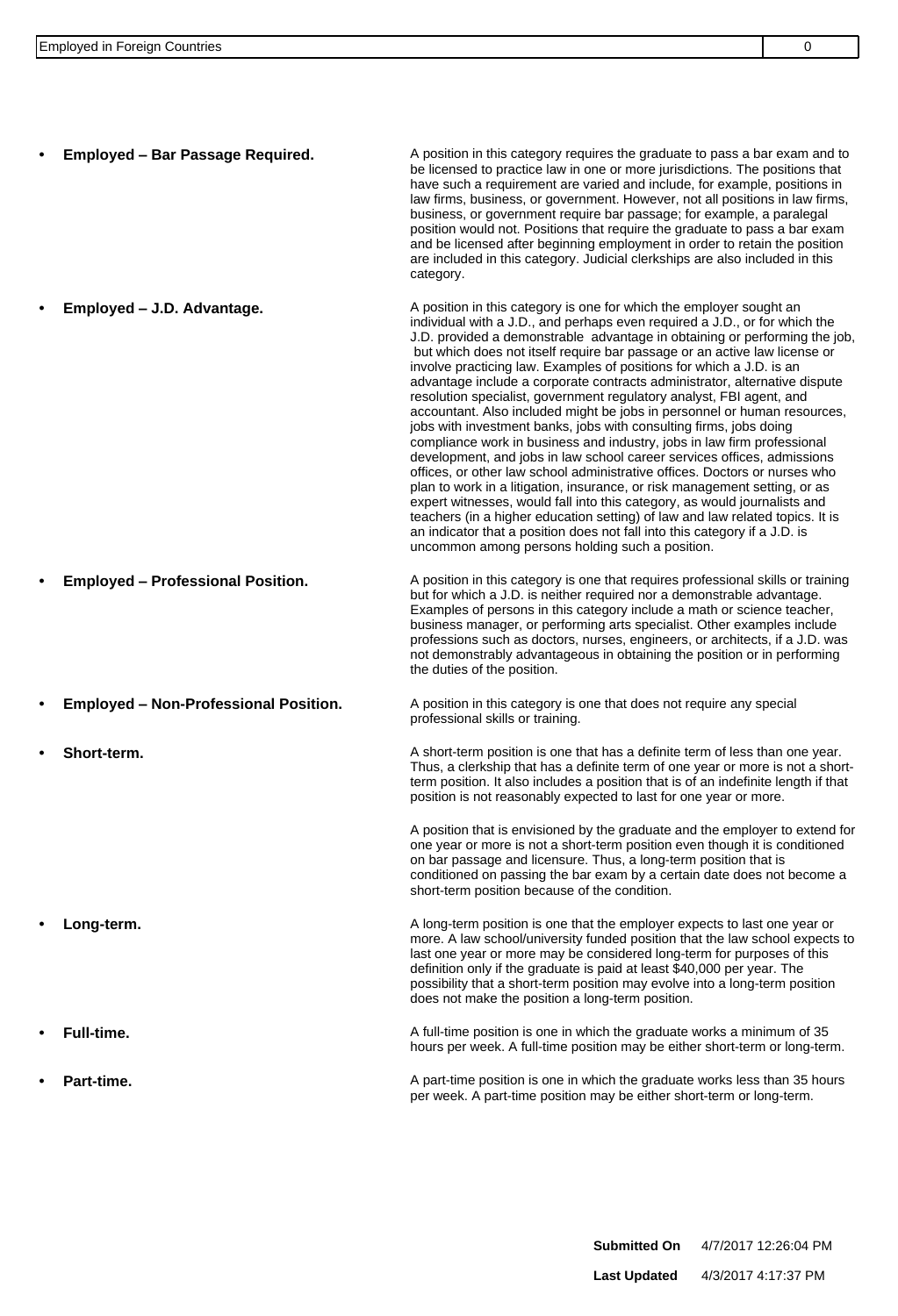| | |
|---|---|
| Employed in Foreign Countries | 0 |

- **Employed – Bar Passage Required.** A position in this category requires the graduate to pass a bar exam and to be licensed to practice law in one or more jurisdictions. The positions that have such a requirement are varied and include, for example, positions in law firms, business, or government. However, not all positions in law firms, business, or government require bar passage; for example, a paralegal position would not. Positions that require the graduate to pass a bar exam and be licensed after beginning employment in order to retain the position are included in this category. Judicial clerkships are also included in this category.

- **Employed – J.D. Advantage.** A position in this category is one for which the employer sought an individual with a J.D., and perhaps even required a J.D., or for which the J.D. provided a demonstrable advantage in obtaining or performing the job, but which does not itself require bar passage or an active law license or involve practicing law. Examples of positions for which a J.D. is an advantage include a corporate contracts administrator, alternative dispute resolution specialist, government regulatory analyst, FBI agent, and accountant. Also included might be jobs in personnel or human resources, jobs with investment banks, jobs with consulting firms, jobs doing compliance work in business and industry, jobs in law firm professional development, and jobs in law school career services offices, admissions offices, or other law school administrative offices. Doctors or nurses who plan to work in a litigation, insurance, or risk management setting, or as expert witnesses, would fall into this category, as would journalists and teachers (in a higher education setting) of law and law related topics. It is an indicator that a position does not fall into this category if a J.D. is uncommon among persons holding such a position.

- **Employed – Professional Position.** A position in this category is one that requires professional skills or training but for which a J.D. is neither required nor a demonstrable advantage. Examples of persons in this category include a math or science teacher, business manager, or performing arts specialist. Other examples include professions such as doctors, nurses, engineers, or architects, if a J.D. was not demonstrably advantageous in obtaining the position or in performing the duties of the position.

- **Employed – Non-Professional Position.** A position in this category is one that does not require any special professional skills or training.

- **Short-term.** A short-term position is one that has a definite term of less than one year. Thus, a clerkship that has a definite term of one year or more is not a short-term position. It also includes a position that is of an indefinite length if that position is not reasonably expected to last for one year or more.

  A position that is envisioned by the graduate and the employer to extend for one year or more is not a short-term position even though it is conditioned on bar passage and licensure. Thus, a long-term position that is conditioned on passing the bar exam by a certain date does not become a short-term position because of the condition.

- **Long-term.** A long-term position is one that the employer expects to last one year or more. A law school/university funded position that the law school expects to last one year or more may be considered long-term for purposes of this definition only if the graduate is paid at least $40,000 per year. The possibility that a short-term position may evolve into a long-term position does not make the position a long-term position.

- **Full-time.** A full-time position is one in which the graduate works a minimum of 35 hours per week. A full-time position may be either short-term or long-term.

- **Part-time.** A part-time position is one in which the graduate works less than 35 hours per week. A part-time position may be either short-term or long-term.

**Submitted On** 4/7/2017 12:26:04 PM

**Last Updated** 4/3/2017 4:17:37 PM